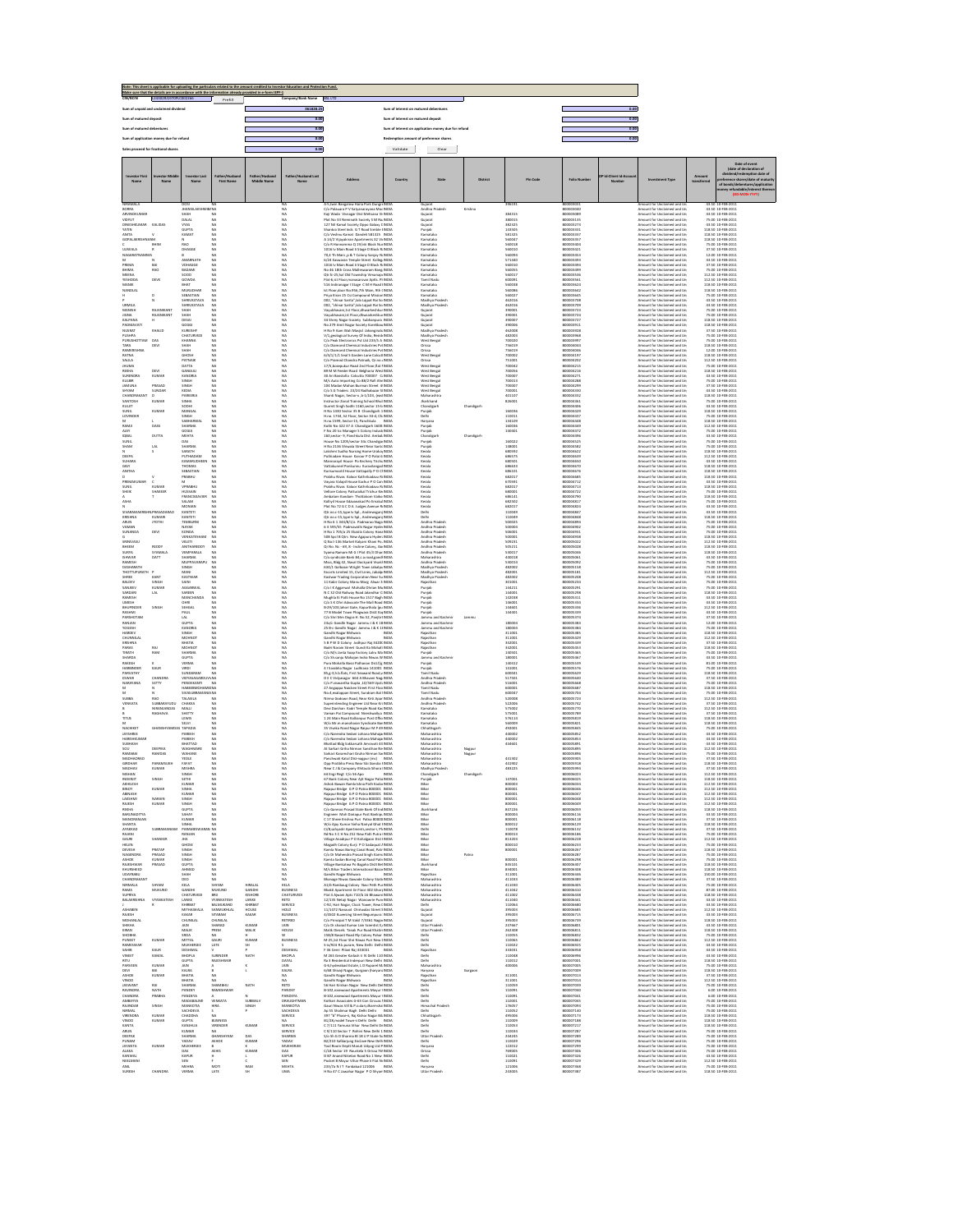Note: This sheet is applicable for uploading the particulars related to the amount credited to Investor Education and Protection Fund.
Make sure that the details are in accordance with the information already provided in e-form IEPF-2

| | | | |
|---|---|---|---|
| Sum of unpaid and unclaimed dividend | 361828.15 | Sum of interest on matured debentures | 0.00 |
| Sum of matured deposit | 0.00 | Sum of interest on matured deposit | 0.00 |
| Sum of matured debentures | 0.00 | Sum of interest on application money due for refund | 0.00 |
| Sum of application money due for refund | 0.00 | Redemption amount of preference shares | 0.00 |
| Sales proceed for fractional shares | 0.00 | | |

| Investor First Name | Investor Middle Name | Investor Last Name | Father/Husband First Name | Father/Husband Middle Name | Father/Husband Last Name | Address | Country | State | District | Pin Code | Folio Number | DP Id-Client Id-Account Number | Investment Type | Amount transferred | Proposed Date of transfer to IEPF (DD-MON-YYYY) |
|---|---|---|---|---|---|---|---|---|---|---|---|---|---|---|---|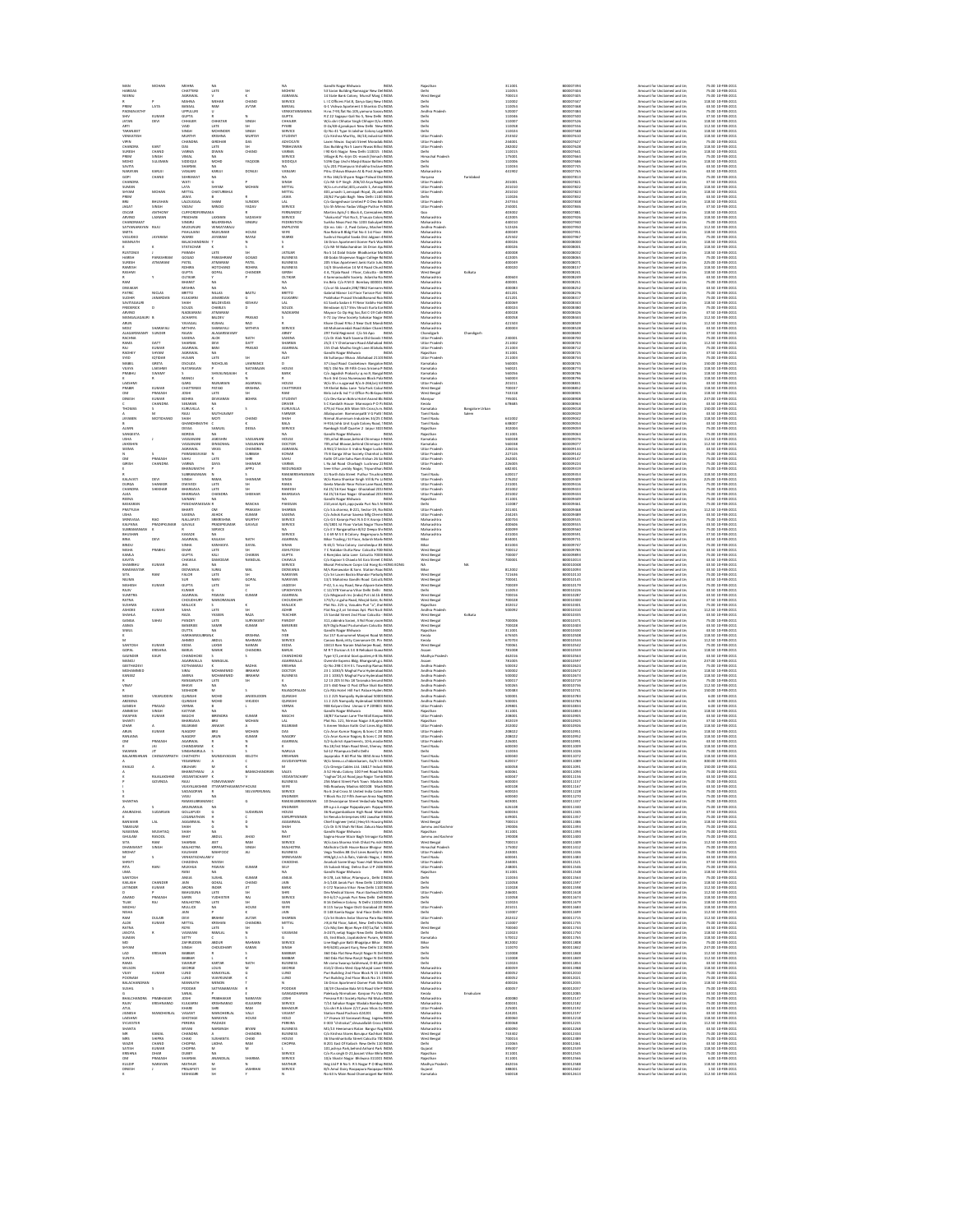| First Name | Middle Name | Last Name | Father/Husband First Name | Father/Husband Middle Name | Father/Husband Last Name | Address | Country | State | District | Pincode | Folio Number | Investment Type | Amount | Proposed Date of Transfer |
|---|---|---|---|---|---|---|---|---|---|---|---|---|---|---|
| MAN | MOHAN | MEHRA | NA | | | NA | Gandhi Nagar Bhilwara | INDIA | Rajasthan | 311001 | B00007491 | Amount for Unclaimed and Un | 75.00 | 10-FEB-2011 |
| HARGIAN | | CHATTERJI | LATE | | SH | MOHINI | 53 Sailor Building Ramnagar New Delhi | INDIA | Delhi | 110055 | B00007504 | Amount for Unclaimed and Un | 75.00 | 10-FEB-2011 |
| NEERAJ | | AGRAWAL | V | | K | AGRAWAL | 14 State Bank Colony Mound Mag | INDIA | West Bengal | 700013 | B00007505 | Amount for Unclaimed and Un | 75.00 | 10-FEB-2011 |
| R | P | MEHRA | MEHAR | | CHAND | MEHRA | L I C Officers Flat 8, Surya Kunj New | INDIA | Delhi | 110002 | B00007547 | Amount for Unclaimed and Un | 118.50 | 10-FEB-2011 |
| PREM | LATA | BANSAL | RAM | | AVTAR | BANSAL | G-5 Vishnu Apartment 3 Shankar Ch | INDIA | Delhi | 110054 | B00007568 | Amount for Unclaimed and Un | 43.50 | 10-FEB-2011 |
| PADMAVATHY | | UPPULURI | U | | | VENKATARAMANA | H.no 7-91 Flat No 205 Jamuna Towers | INDIA | Andhra Pradesh | 500007 | B00007584 | Amount for Unclaimed and Un | 75.00 | 10-FEB-2011 |
| SHIV | KUMAR | GUPTA | R | | N | GUPTA | FLT 22 Sagarpur Gali No 3, New Delhi | INDIA | Delhi | 110046 | B00007590 | Amount for Unclaimed and Un | 37.50 | 10-FEB-2011 |
| JATAN | DEVI | CHHAJER | CHHATAR | | SINGH | CHHAJER | W/o Late Chhatar Singh Chhajer D | INDIA | Delhi | 110007 | B00007594 | Amount for Unclaimed and Un | 118.50 | 10-FEB-2011 |
| ARTI | | VAID | LATE | | SH | PYARE | D-1a/49 Janakpuri New Delhi | INDIA | Delhi | 110058 | B00007556 | Amount for Unclaimed and Un | 112.50 | 10-FEB-2011 |
| TARANJEET | | SINGH | MOHINDER | | SINGH | SERVICE | Qr No 41 Type Iii Jalvihar Colony Laj | INDIA | Delhi | 110024 | B00007588 | Amount for Unclaimed and Un | 118.50 | 10-FEB-2011 |
| VENKATESH | | MURTHY | KRISHNA | | MURTHY | STUDENT | C/o Krishna Murthy, 96/10, Industrial | INDIA | Uttar Pradesh | 250502 | B00007610 | Amount for Unclaimed and Un | 118.50 | 10-FEB-2011 |
| VIPIN | | CHANDRA | GIRDHAR | | DAS | ADVOCATE | Laxmi House, Gujrati Street Moradab | INDIA | Uttar Pradesh | 244001 | B00007627 | Amount for Unclaimed and Un | 75.00 | 10-FEB-2011 |
| CHANDRA | KANT | DAS | LATE | | SH | TRIBHUVAN | Das Building Rai 5 Laxmi Niwas Bh | INDIA | Uttar Pradesh | 282002 | B00007628 | Amount for Unclaimed and Un | 118.50 | 10-FEB-2011 |
| SURESH | CHAND | VARMA | DIWAN | | CHAND | VARMA | I 90 Kirti Nagar New Delhi 110015 | INDIA | Delhi | 110015 | B00007641 | Amount for Unclaimed and Un | 118.50 | 10-FEB-2011 |
| PREM | SINGH | VIRKAL | NA | | | SERVICE | Village & Po Sirjin Dt mandi (himach | INDIA | Himachal Pradesh | 175001 | B00007664 | Amount for Unclaimed and Un | 75.00 | 10-FEB-2011 |
| MOHD | SULEMAN | SIDDIQUI | MOHD | | YAQOOB | SIDDIQUI | 5194 Opp Uncle Manjil Bazar Balliman | INDIA | Delhi | 110006 | B00007686 | Amount for Unclaimed and Un | 118.50 | 10-FEB-2011 |
| SAVITA | | SHARMA | NA | | | NA | 1/o 401 Pitampura Vishakha Enclave | INDIA | Delhi | 110034 | B00007691 | Amount for Unclaimed and Un | 43.50 | 10-FEB-2011 |
| NARAYAN | KANUJI | VANJARI | KANUJI | | DONUJI | VANJARI | Plot-C Bhagat Niwas At & Post Anga | INDIA | Maharashtra | 4XX902 | B00007765 | Amount for Unclaimed and Un | 43.50 | 10-FEB-2011 |
| GOPI | CHAND | SEHRAWAT | NA | | | NA | H No 366/4 Shyam Nagar Palwal Dist | INDIA | Haryana | 121102 | B00007813 | Amount for Unclaimed and Un | 75.00 | 10-FEB-2011 |
| CHANDRA | | WATI | G | | P | SINGH | C/o Mr G P Singh 206/10 Arya Nagar | INDIA | Uttar Pradesh | 201001 | B00007821 | Amount for Unclaimed and Un | 37.50 | 10-FEB-2011 |
| SUMAN | | LATA | SHYAM | | MOHAN | MITTAL | W/o.s.m.mittal,83 Lancaste 1, Ameep | INDIA | Uttar Pradesh | 203210 | B00007822 | Amount for Unclaimed and Un | 118.50 | 10-FEB-2011 |
| SHYAM | MOHAN | MITTAL | CHATURBHUJ | | | MITTAL | 83 Lancaster 1, Ameepali Royal | INDIA | Uttar Pradesh | 203210 | B00007823 | Amount for Unclaimed and Un | 118.50 | 10-FEB-2011 |
| PREM | | JASVA | B | | R | JASVA | 20/A/2 Punjabi Bagh New Delhi 110 | INDIA | Delhi | 110026 | B00007832 | Amount for Unclaimed and Un | 43.50 | 10-FEB-2011 |
| BRIJ | BHUSHAN | LALMISHAL | SHAM | | SUNDER | LAL | C/o Gangeshwar Limited P O Deo Ba | INDIA | Uttar Pradesh | 247553 | B00007838 | Amount for Unclaimed and Un | 118.50 | 10-FEB-2011 |
| JAGAT | SINGH | YADAV | MAKKU | | YADAV | SERVICE | S/o Sh Makku Ram Village Paithan P | INDIA | Uttar Pradesh | 230001 | B00007844 | Amount for Unclaimed and Un | 37.50 | 10-FEB-2011 |
| OSCAR | ANTHONY | CURPOFERNANDES | | | | FERNANDES | Martins Apts,F G Block A, Caneolim | INDIA | Goa | 403002 | B00007881 | Amount for Unclaimed and Un | 118.50 | 10-FEB-2011 |
| ARVIND | LAXMAN | PRADHAN | LAXMAN | | SADASHIV | SERVICE | "Vaikunth" Flat No 5, D'souza Colon | INDIA | Maharashtra | 422005 | B00007926 | Amount for Unclaimed and Un | 118.50 | 10-FEB-2011 |
| CHANDRAKANT | | SINGRU | BALKRISHNA | | SINGRU | FEDERATION | Sarika Ninos Post No 1203 Sakalpet | INDIA | Maharashtra | 400010 | B00007940 | Amount for Unclaimed and Un | 75.00 | 10-FEB-2011 |
| SATYANARAYANA | RAJU | MUDUNURI | VENKATARAJU | | | EMPLOYEE | Qtr.no. I-b/c - 2, Post Colony, Machin | INDIA | Andhra Pradesh | 523226 | B00007950 | Amount for Unclaimed and Un | 112.50 | 10-FEB-2011 |
| SMITA | | PAHLAJANI | RAMUMAR | | HOUSE | WIFE | Narmada B Bldg Flat No 4 1st Floor | INDIA | Maharashtra | 400049 | B00007951 | Amount for Unclaimed and Un | 118.50 | 10-FEB-2011 |
| VASUDEO | JAYARAM | WARKE | JAYARAM | | RAYAJI | WARKE | Sudeval Hospital Saada Dist Jalgaon | INDIA | Maharashtra | 425302 | B00007967 | Amount for Unclaimed and Un | 75.00 | 10-FEB-2011 |
| MANNATH | | BALACHANDRAN | T | | | S | 16 Orion Apartment Dunmer Park W | INDIA | Maharashtra | 400026 | B00008000 | Amount for Unclaimed and Un | 118.50 | 10-FEB-2011 |
| R | S | SEETHARAM | K | | | S | C/o Mr M Balachandran 16 Orion Ap | INDIA | Maharashtra | 400026 | B00008001 | Amount for Unclaimed and Un | 118.50 | 10-FEB-2011 |
| RUSTOMJI | | PARAKH | LATE | | SH | JATESAR | No 5 18 Gokul Street, Bhuleshwar N | INDIA | Maharashtra | 400004 | B00008032 | Amount for Unclaimed and Un | 118.50 | 10-FEB-2011 |
| HARISH | PARASHRAM | GOSAVI | PARASHRAM | | GOSAVI | BUSINESS | 48 Gosavi Bhujewsan Nagar Colleg | INDIA | Maharashtra | 422005 | B00008065 | Amount for Unclaimed and Un | 75.00 | 10-FEB-2011 |
| SURESH | ATMARAM | PATEL | ATMARAM | | PATEL | BUSINESS | 205 Vilas Apartment Janki Kutir Juh | INDIA | Maharashtra | 400049 | B00008071 | Amount for Unclaimed and Un | 225.00 | 10-FEB-2011 |
| RAMESH | | REHRRA | MOTICHAND | | REHRRA | BUSINESS | 14/3 Shambekar 14 M K Road Chu | INDIA | Maharashtra | 400020 | B00008157 | Amount for Unclaimed and Un | 118.50 | 10-FEB-2011 |
| RASHMI | | GUPTA | GOPAL | | CHANDER | GIRISH | 6 A, 74 Jala Road - I Floor, Calcutta | INDIA | West Bengal | Kolkata | | B00008241 | Amount for Unclaimed and Un | 118.50 | 10-FEB-2011 |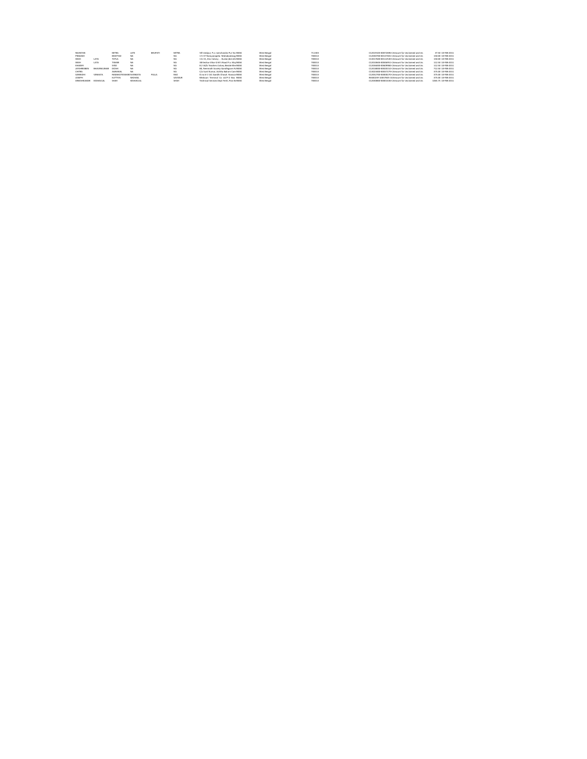| | | | | | | | | | | | | | |
|---|---|---|---|---|---|---|---|---|---|---|---|---|---|
| NILRATAN | | MITRA | LATE | BHUPATI | MITRA | Vill-Jalalpur, P.o.-ranishanda Pur Via INDIA | West Bengal | 711303 | | C12019103-00072696-CA | mount for Unclaimed and Un | 37.50 | 10-FEB-2011 |
| PRAKASH | | BHATTAD | NA | | NA | 1-5-37 Narayanapete Mahaboobnag INDIA | West Bengal | 700013 | | C12030700-00157421-CA | mount for Unclaimed and Un | 150.00 | 10-FEB-2011 |
| SNEH | LATA | TOTLA | NA | | NA | 1-6-15, Zinc Colony , Hunda (dist.) A INDIA | West Bengal | 700013 | | C13017600-00112530-CA | mount for Unclaimed and Un | 150.00 | 10-FEB-2011 |
| SNEH | LATA | TIWARI | NA | | NA | 38 Keshav Vihar G M S Road P.o. Maj INDIA | West Bengal | 700013 | | C12010604-00046951-CA | mount for Unclaimed and Un | 112.50 | 10-FEB-2011 |
| KHADER | | SYED | NA | | NA | K 2 -M/s Teachers Colony Beside Mir INDIA | West Bengal | 700013 | | C12036000-00609986-CA | mount for Unclaimed and Un | 112.50 | 10-FEB-2011 |
| JAYSHREEBEN | BHAVANKUMAR | DOSHI | NA | | NA | 8B, Neminath Society Gandhigram R INDIA | West Bengal | 700013 | | C12018000-00020152-CA | mount for Unclaimed and Un | 712.50 | 10-FEB-2011 |
| CHITRA | | AGRAWAL | NA | | NA | C/o Sunil Kumar, Ashiha Bakars Corr INDIA | West Bengal | 700013 | | C13023400-00037279-CA | mount for Unclaimed and Un | 375.00 | 10-FEB-2011 |
| SANNIDHI | VENKATA | RAMAKRISHNAVENKATA | VENKATA | PULLA | RAO | D.no.4-1-141 Gandhi Chowk Narasar INDIA | West Bengal | 700013 | | C12051700-00008370-CA | mount for Unclaimed and Un | 375.00 | 10-FEB-2011 |
| JOSEPH | | KUTTIYIL | MICHAEL | | SAVIOUR | Meduvan Terminal Co Ltd P O Box INDIA | West Bengal | 700013 | | IN300239-10007835-10 | Amount for Unclaimed and Un | 375.00 | 10-FEB-2011 |
| DINESHKUMAR | KESHAVLAL | SHAH | KESHAVLAL | | SHAH | Technical Services Dept Fertil, Post & INDIA | West Bengal | 700013 | | C12030800-00001436-CA | mount for Unclaimed and Un | 1043.75 | 10-FEB-2011 |